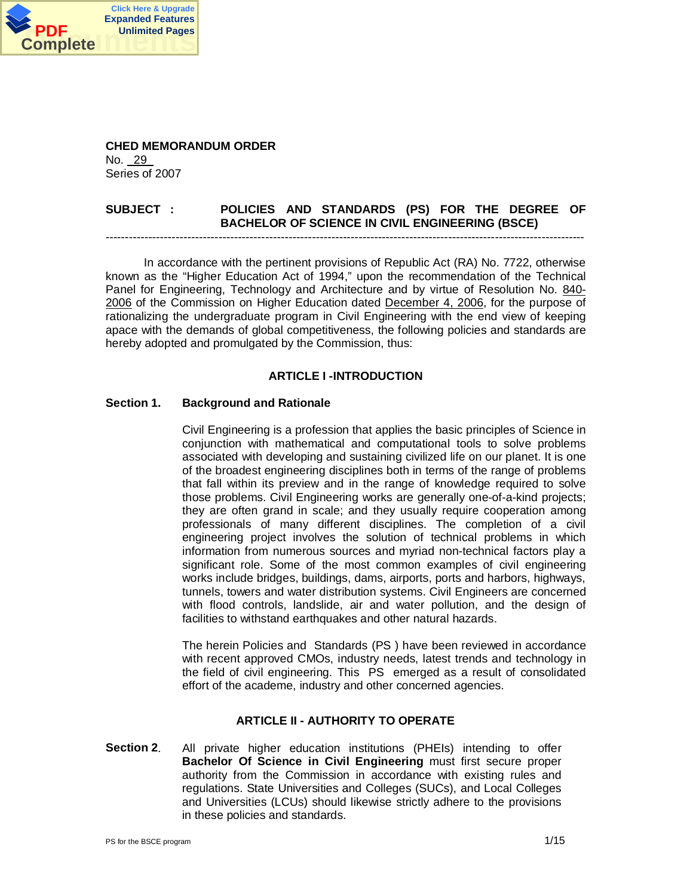**CHED MEMORANDUM ORDER**
No. 29
Series of 2007

**SUBJECT : POLICIES AND STANDARDS (PS) FOR THE DEGREE OF BACHELOR OF SCIENCE IN CIVIL ENGINEERING (BSCE)**

---

In accordance with the pertinent provisions of Republic Act (RA) No. 7722, otherwise known as the "Higher Education Act of 1994," upon the recommendation of the Technical Panel for Engineering, Technology and Architecture and by virtue of Resolution No. 840-2006 of the Commission on Higher Education dated December 4, 2006, for the purpose of rationalizing the undergraduate program in Civil Engineering with the end view of keeping apace with the demands of global competitiveness, the following policies and standards are hereby adopted and promulgated by the Commission, thus:

## ARTICLE I -INTRODUCTION

### Section 1. Background and Rationale

Civil Engineering is a profession that applies the basic principles of Science in conjunction with mathematical and computational tools to solve problems associated with developing and sustaining civilized life on our planet. It is one of the broadest engineering disciplines both in terms of the range of problems that fall within its preview and in the range of knowledge required to solve those problems. Civil Engineering works are generally one-of-a-kind projects; they are often grand in scale; and they usually require cooperation among professionals of many different disciplines. The completion of a civil engineering project involves the solution of technical problems in which information from numerous sources and myriad non-technical factors play a significant role. Some of the most common examples of civil engineering works include bridges, buildings, dams, airports, ports and harbors, highways, tunnels, towers and water distribution systems. Civil Engineers are concerned with flood controls, landslide, air and water pollution, and the design of facilities to withstand earthquakes and other natural hazards.

The herein Policies and Standards (PS ) have been reviewed in accordance with recent approved CMOs, industry needs, latest trends and technology in the field of civil engineering. This PS emerged as a result of consolidated effort of the academe, industry and other concerned agencies.

## ARTICLE II - AUTHORITY TO OPERATE

**Section 2**. All private higher education institutions (PHEIs) intending to offer **Bachelor Of Science in Civil Engineering** must first secure proper authority from the Commission in accordance with existing rules and regulations. State Universities and Colleges (SUCs), and Local Colleges and Universities (LCUs) should likewise strictly adhere to the provisions in these policies and standards.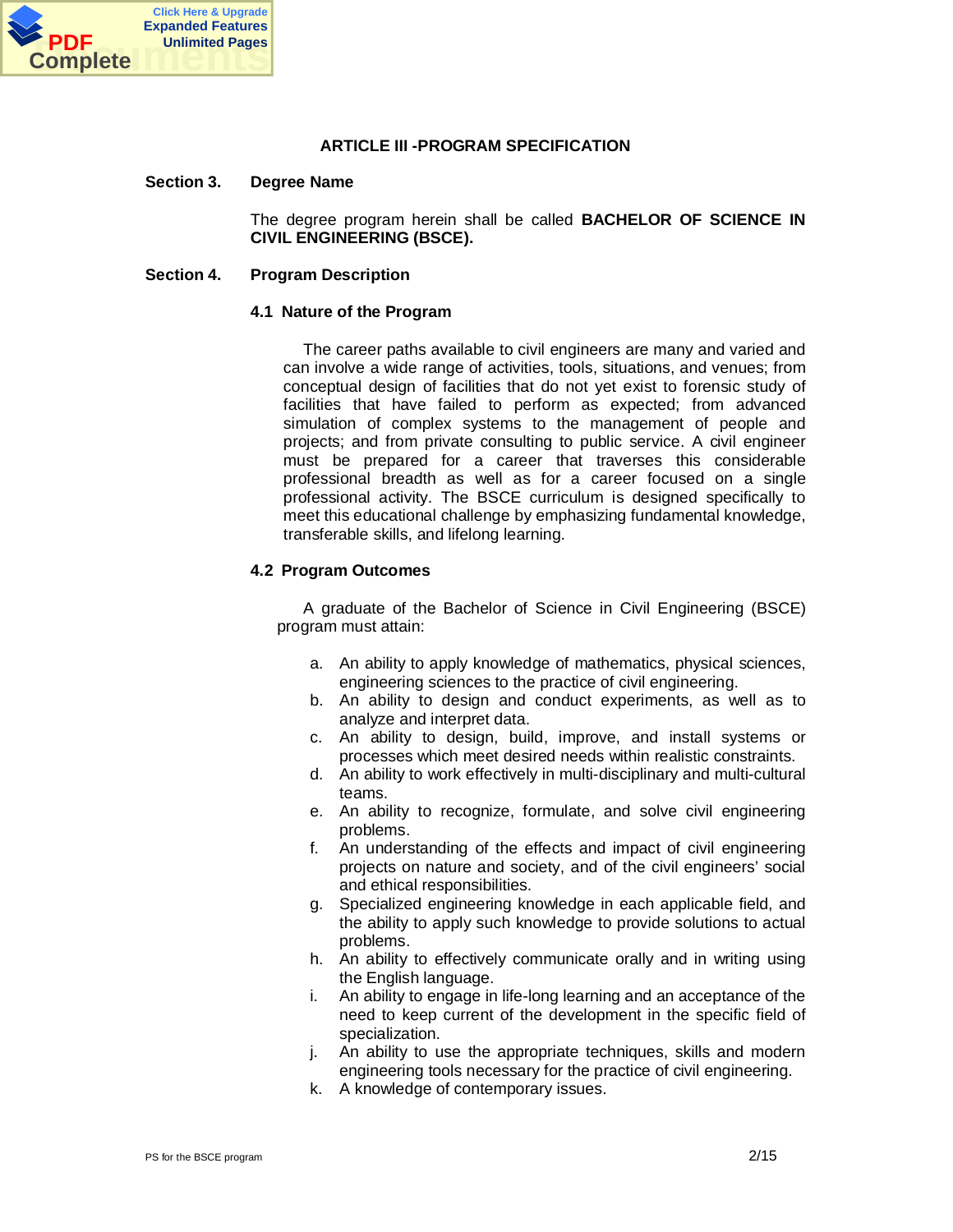## ARTICLE III -PROGRAM SPECIFICATION

**Section 3. Degree Name**

The degree program herein shall be called **BACHELOR OF SCIENCE IN CIVIL ENGINEERING (BSCE).**

**Section 4. Program Description**

### 4.1 Nature of the Program

The career paths available to civil engineers are many and varied and can involve a wide range of activities, tools, situations, and venues; from conceptual design of facilities that do not yet exist to forensic study of facilities that have failed to perform as expected; from advanced simulation of complex systems to the management of people and projects; and from private consulting to public service. A civil engineer must be prepared for a career that traverses this considerable professional breadth as well as for a career focused on a single professional activity. The BSCE curriculum is designed specifically to meet this educational challenge by emphasizing fundamental knowledge, transferable skills, and lifelong learning.

### 4.2 Program Outcomes

A graduate of the Bachelor of Science in Civil Engineering (BSCE) program must attain:

a. An ability to apply knowledge of mathematics, physical sciences, engineering sciences to the practice of civil engineering.
b. An ability to design and conduct experiments, as well as to analyze and interpret data.
c. An ability to design, build, improve, and install systems or processes which meet desired needs within realistic constraints.
d. An ability to work effectively in multi-disciplinary and multi-cultural teams.
e. An ability to recognize, formulate, and solve civil engineering problems.
f. An understanding of the effects and impact of civil engineering projects on nature and society, and of the civil engineers' social and ethical responsibilities.
g. Specialized engineering knowledge in each applicable field, and the ability to apply such knowledge to provide solutions to actual problems.
h. An ability to effectively communicate orally and in writing using the English language.
i. An ability to engage in life-long learning and an acceptance of the need to keep current of the development in the specific field of specialization.
j. An ability to use the appropriate techniques, skills and modern engineering tools necessary for the practice of civil engineering.
k. A knowledge of contemporary issues.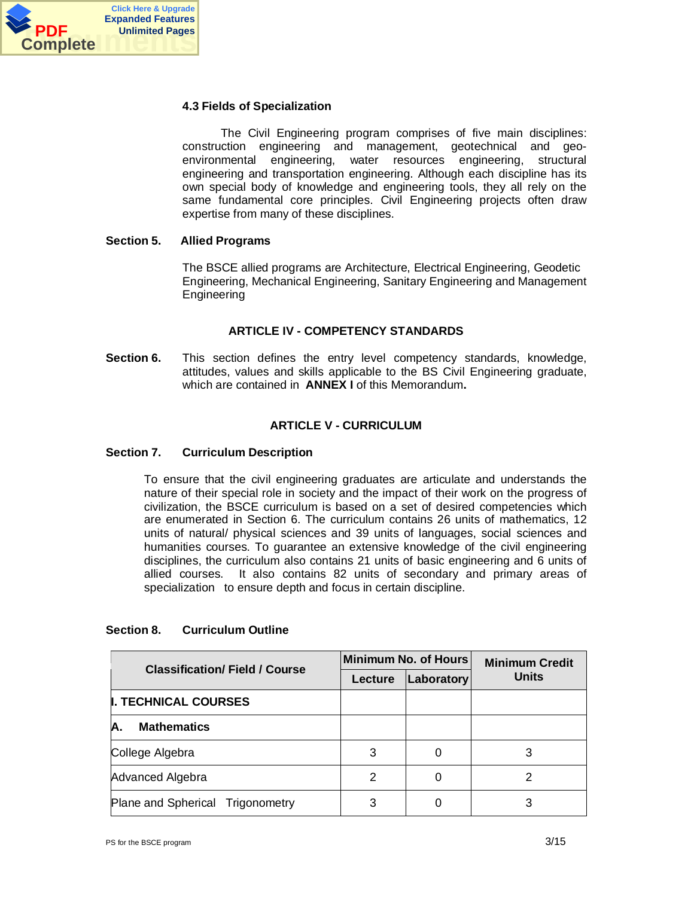### 4.3 Fields of Specialization

The Civil Engineering program comprises of five main disciplines: construction engineering and management, geotechnical and geo-environmental engineering, water resources engineering, structural engineering and transportation engineering. Although each discipline has its own special body of knowledge and engineering tools, they all rely on the same fundamental core principles. Civil Engineering projects often draw expertise from many of these disciplines.

## Section 5. Allied Programs

The BSCE allied programs are Architecture, Electrical Engineering, Geodetic Engineering, Mechanical Engineering, Sanitary Engineering and Management Engineering

## ARTICLE IV - COMPETENCY STANDARDS

**Section 6.** This section defines the entry level competency standards, knowledge, attitudes, values and skills applicable to the BS Civil Engineering graduate, which are contained in **ANNEX I** of this Memorandum**.**

## ARTICLE V - CURRICULUM

## Section 7. Curriculum Description

To ensure that the civil engineering graduates are articulate and understands the nature of their special role in society and the impact of their work on the progress of civilization, the BSCE curriculum is based on a set of desired competencies which are enumerated in Section 6. The curriculum contains 26 units of mathematics, 12 units of natural/ physical sciences and 39 units of languages, social sciences and humanities courses. To guarantee an extensive knowledge of the civil engineering disciplines, the curriculum also contains 21 units of basic engineering and 6 units of allied courses. It also contains 82 units of secondary and primary areas of specialization to ensure depth and focus in certain discipline.

## Section 8. Curriculum Outline

| Classification/ Field / Course | Minimum No. of Hours | | Minimum Credit Units |
|---|---|---|---|
| | Lecture | Laboratory | |
| **I. TECHNICAL COURSES** | | | |
| **A. Mathematics** | | | |
| College Algebra | 3 | 0 | 3 |
| Advanced Algebra | 2 | 0 | 2 |
| Plane and Spherical Trigonometry | 3 | 0 | 3 |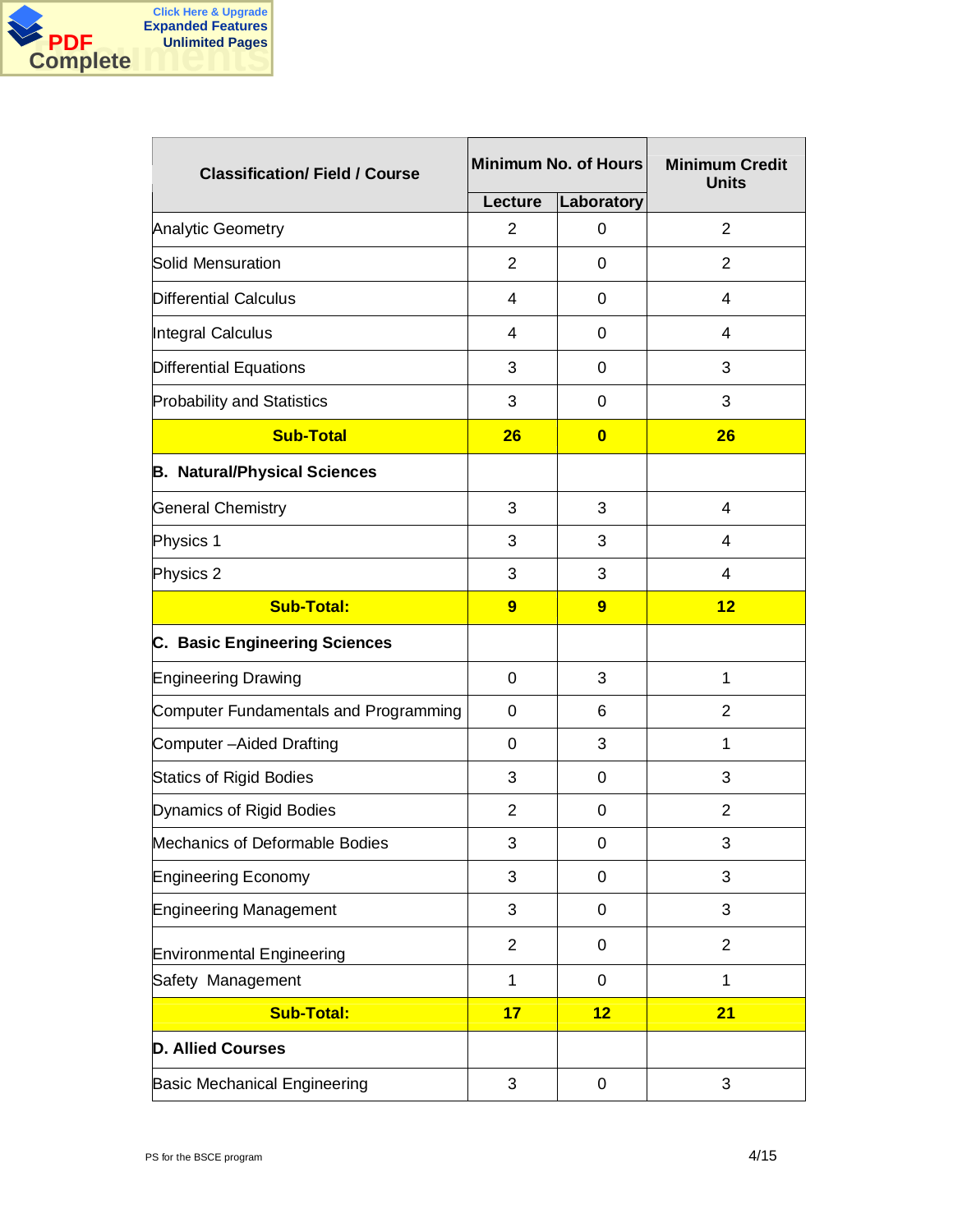| Classification/ Field / Course | Minimum No. of Hours | | Minimum Credit Units |
|---|---|---|---|
| | Lecture | Laboratory | |
| Analytic Geometry | 2 | 0 | 2 |
| Solid Mensuration | 2 | 0 | 2 |
| Differential Calculus | 4 | 0 | 4 |
| Integral Calculus | 4 | 0 | 4 |
| Differential Equations | 3 | 0 | 3 |
| Probability and Statistics | 3 | 0 | 3 |
| **Sub-Total** | **26** | **0** | **26** |
| **B. Natural/Physical Sciences** | | | |
| General Chemistry | 3 | 3 | 4 |
| Physics 1 | 3 | 3 | 4 |
| Physics 2 | 3 | 3 | 4 |
| **Sub-Total:** | **9** | **9** | **12** |
| **C. Basic Engineering Sciences** | | | |
| Engineering Drawing | 0 | 3 | 1 |
| Computer Fundamentals and Programming | 0 | 6 | 2 |
| Computer –Aided Drafting | 0 | 3 | 1 |
| Statics of Rigid Bodies | 3 | 0 | 3 |
| Dynamics of Rigid Bodies | 2 | 0 | 2 |
| Mechanics of Deformable Bodies | 3 | 0 | 3 |
| Engineering Economy | 3 | 0 | 3 |
| Engineering Management | 3 | 0 | 3 |
| Environmental Engineering | 2 | 0 | 2 |
| Safety Management | 1 | 0 | 1 |
| **Sub-Total:** | **17** | **12** | **21** |
| **D. Allied Courses** | | | |
| Basic Mechanical Engineering | 3 | 0 | 3 |

PS for the BSCE program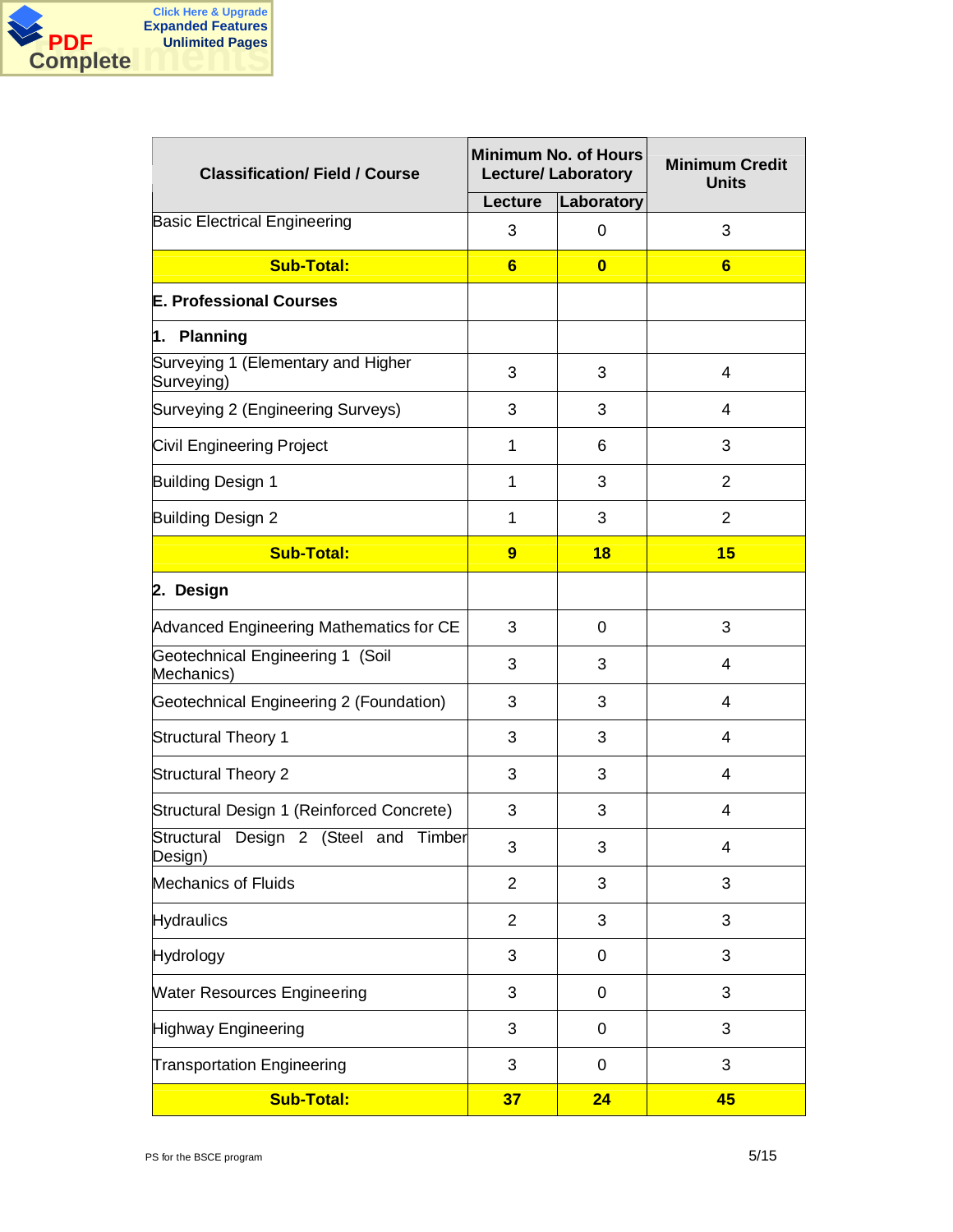| Classification/ Field / Course | Minimum No. of Hours Lecture/ Laboratory | | Minimum Credit Units |
|---|---|---|---|
| | Lecture | Laboratory | |
| Basic Electrical Engineering | 3 | 0 | 3 |
| **Sub-Total:** | **6** | **0** | **6** |
| **E. Professional Courses** | | | |
| **1. Planning** | | | |
| Surveying 1 (Elementary and Higher Surveying) | 3 | 3 | 4 |
| Surveying 2 (Engineering Surveys) | 3 | 3 | 4 |
| Civil Engineering Project | 1 | 6 | 3 |
| Building Design 1 | 1 | 3 | 2 |
| Building Design 2 | 1 | 3 | 2 |
| **Sub-Total:** | **9** | **18** | **15** |
| **2. Design** | | | |
| Advanced Engineering Mathematics for CE | 3 | 0 | 3 |
| Geotechnical Engineering 1 (Soil Mechanics) | 3 | 3 | 4 |
| Geotechnical Engineering 2 (Foundation) | 3 | 3 | 4 |
| Structural Theory 1 | 3 | 3 | 4 |
| Structural Theory 2 | 3 | 3 | 4 |
| Structural Design 1 (Reinforced Concrete) | 3 | 3 | 4 |
| Structural Design 2 (Steel and Timber Design) | 3 | 3 | 4 |
| Mechanics of Fluids | 2 | 3 | 3 |
| Hydraulics | 2 | 3 | 3 |
| Hydrology | 3 | 0 | 3 |
| Water Resources Engineering | 3 | 0 | 3 |
| Highway Engineering | 3 | 0 | 3 |
| Transportation Engineering | 3 | 0 | 3 |
| **Sub-Total:** | **37** | **24** | **45** |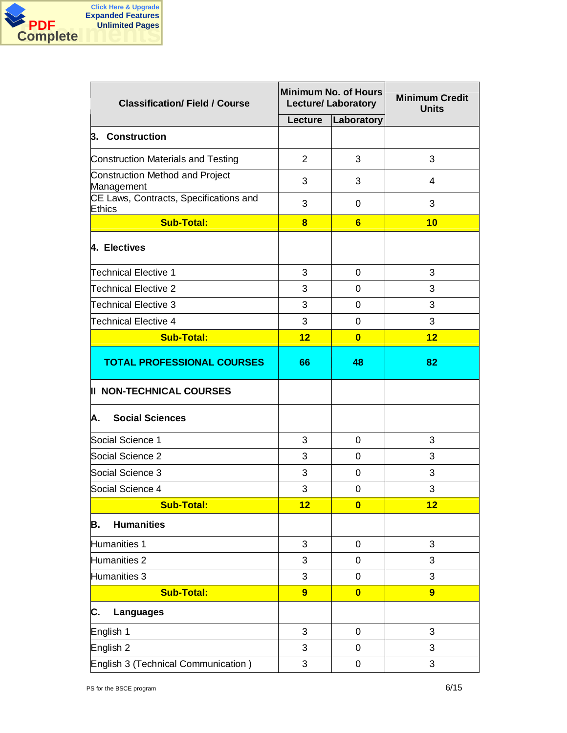| Classification/ Field / Course | Minimum No. of Hours Lecture/ Laboratory | | Minimum Credit Units |
|---|---|---|---|
| | Lecture | Laboratory | |
| **3. Construction** | | | |
| Construction Materials and Testing | 2 | 3 | 3 |
| Construction Method and Project Management | 3 | 3 | 4 |
| CE Laws, Contracts, Specifications and Ethics | 3 | 0 | 3 |
| **Sub-Total:** | **8** | **6** | **10** |
| **4. Electives** | | | |
| Technical Elective 1 | 3 | 0 | 3 |
| Technical Elective 2 | 3 | 0 | 3 |
| Technical Elective 3 | 3 | 0 | 3 |
| Technical Elective 4 | 3 | 0 | 3 |
| **Sub-Total:** | **12** | **0** | **12** |
| **TOTAL PROFESSIONAL COURSES** | **66** | **48** | **82** |
| **II NON-TECHNICAL COURSES** | | | |
| **A. Social Sciences** | | | |
| Social Science 1 | 3 | 0 | 3 |
| Social Science 2 | 3 | 0 | 3 |
| Social Science 3 | 3 | 0 | 3 |
| Social Science 4 | 3 | 0 | 3 |
| **Sub-Total:** | **12** | **0** | **12** |
| **B. Humanities** | | | |
| Humanities 1 | 3 | 0 | 3 |
| Humanities 2 | 3 | 0 | 3 |
| Humanities 3 | 3 | 0 | 3 |
| **Sub-Total:** | **9** | **0** | **9** |
| **C. Languages** | | | |
| English 1 | 3 | 0 | 3 |
| English 2 | 3 | 0 | 3 |
| English 3 (Technical Communication ) | 3 | 0 | 3 |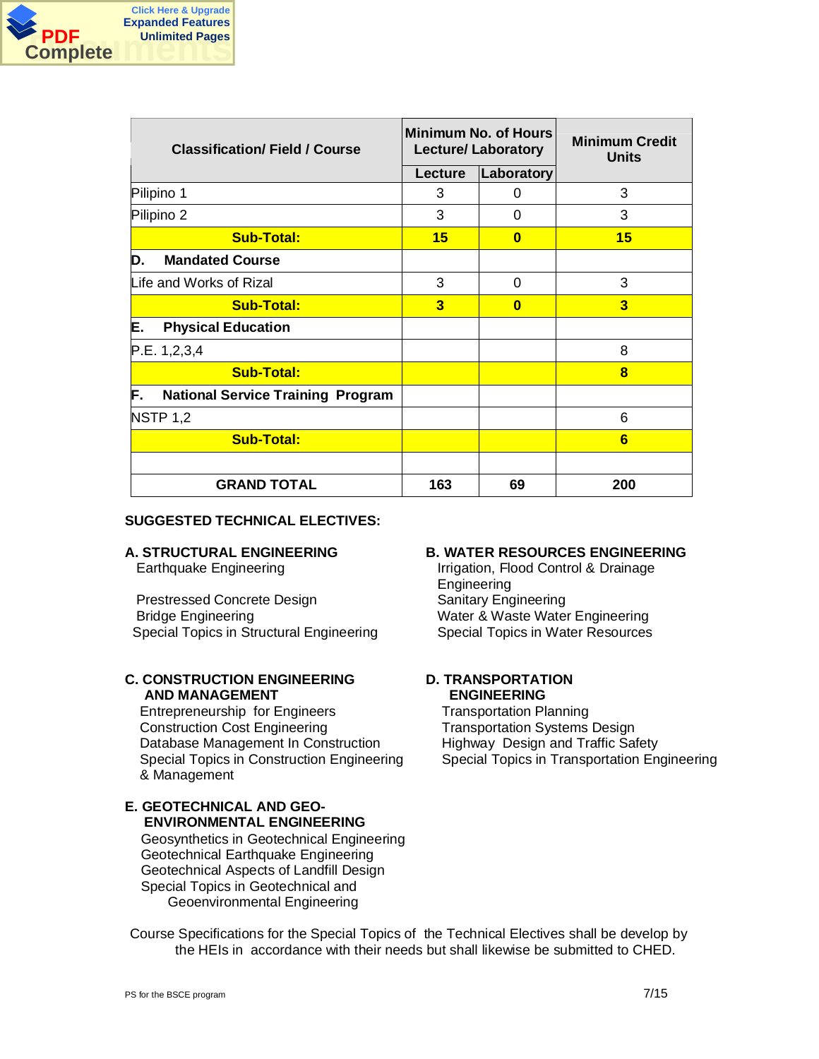| Classification/ Field / Course | Minimum No. of Hours Lecture/ Laboratory | | Minimum Credit Units |
|---|---|---|---|
| | Lecture | Laboratory | |
| Pilipino 1 | 3 | 0 | 3 |
| Pilipino 2 | 3 | 0 | 3 |
| **Sub-Total:** | **15** | **0** | **15** |
| **D. Mandated Course** | | | |
| Life and Works of Rizal | 3 | 0 | 3 |
| **Sub-Total:** | **3** | **0** | **3** |
| **E. Physical Education** | | | |
| P.E. 1,2,3,4 | | | 8 |
| **Sub-Total:** | | | **8** |
| **F. National Service Training Program** | | | |
| NSTP 1,2 | | | 6 |
| **Sub-Total:** | | | **6** |
| | | | |
| **GRAND TOTAL** | **163** | **69** | **200** |

**SUGGESTED TECHNICAL ELECTIVES:**

**A. STRUCTURAL ENGINEERING**
- Earthquake Engineering
- Prestressed Concrete Design
- Bridge Engineering
- Special Topics in Structural Engineering

**B. WATER RESOURCES ENGINEERING**
- Irrigation, Flood Control & Drainage Engineering
- Sanitary Engineering
- Water & Waste Water Engineering
- Special Topics in Water Resources

**C. CONSTRUCTION ENGINEERING AND MANAGEMENT**
- Entrepreneurship for Engineers
- Construction Cost Engineering
- Database Management In Construction
- Special Topics in Construction Engineering & Management

**D. TRANSPORTATION ENGINEERING**
- Transportation Planning
- Transportation Systems Design
- Highway Design and Traffic Safety
- Special Topics in Transportation Engineering

**E. GEOTECHNICAL AND GEO-ENVIRONMENTAL ENGINEERING**
- Geosynthetics in Geotechnical Engineering
- Geotechnical Earthquake Engineering
- Geotechnical Aspects of Landfill Design
- Special Topics in Geotechnical and Geoenvironmental Engineering

Course Specifications for the Special Topics of the Technical Electives shall be develop by the HEIs in accordance with their needs but shall likewise be submitted to CHED.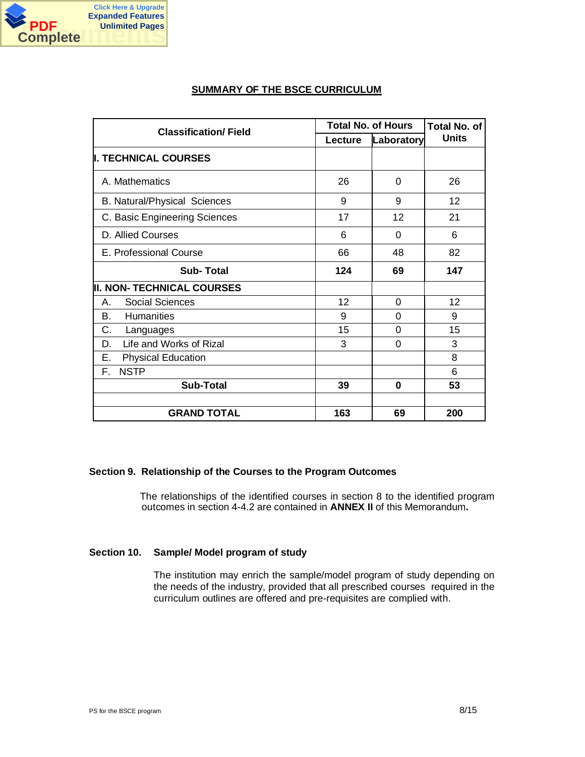## SUMMARY OF THE BSCE CURRICULUM

| Classification/ Field | Total No. of Hours | | Total No. of Units |
|---|---|---|---|
| | Lecture | Laboratory | |
| **I. TECHNICAL COURSES** | | | |
| A. Mathematics | 26 | 0 | 26 |
| B. Natural/Physical Sciences | 9 | 9 | 12 |
| C. Basic Engineering Sciences | 17 | 12 | 21 |
| D. Allied Courses | 6 | 0 | 6 |
| E. Professional Course | 66 | 48 | 82 |
| **Sub- Total** | **124** | **69** | **147** |
| **II. NON- TECHNICAL COURSES** | | | |
| A. Social Sciences | 12 | 0 | 12 |
| B. Humanities | 9 | 0 | 9 |
| C. Languages | 15 | 0 | 15 |
| D. Life and Works of Rizal | 3 | 0 | 3 |
| E. Physical Education | | | 8 |
| F. NSTP | | | 6 |
| **Sub-Total** | **39** | **0** | **53** |
| | | | |
| **GRAND TOTAL** | **163** | **69** | **200** |

**Section 9. Relationship of the Courses to the Program Outcomes**

The relationships of the identified courses in section 8 to the identified program outcomes in section 4-4.2 are contained in **ANNEX II** of this Memorandum**.**

**Section 10. Sample/ Model program of study**

The institution may enrich the sample/model program of study depending on the needs of the industry, provided that all prescribed courses required in the curriculum outlines are offered and pre-requisites are complied with.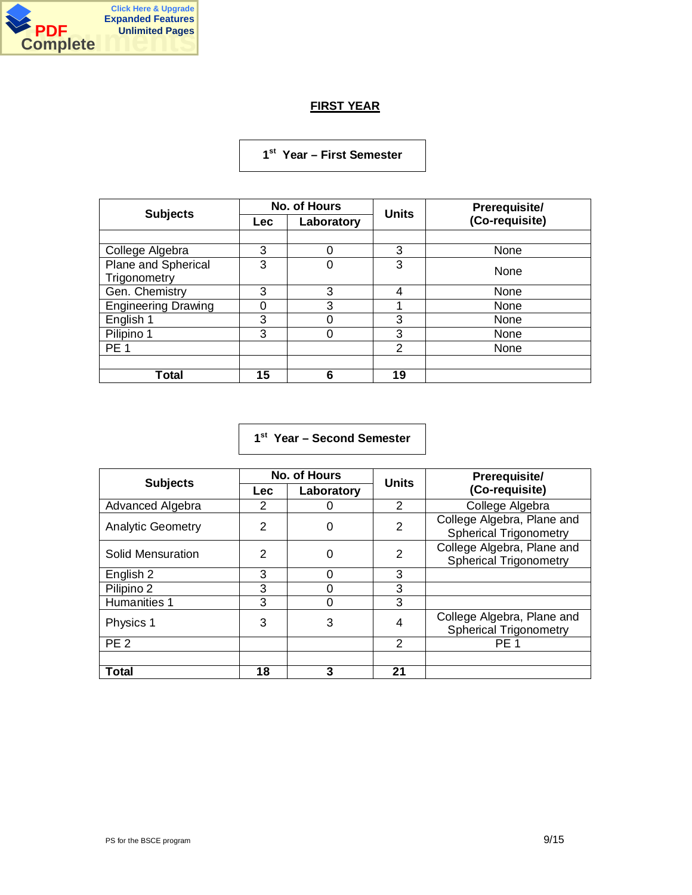## FIRST YEAR

### 1st Year – First Semester

| Subjects | No. of Hours | | Units | Prerequisite/ (Co-requisite) |
|---|---|---|---|---|
| | Lec | Laboratory | | |
| | | | | |
| College Algebra | 3 | 0 | 3 | None |
| Plane and Spherical Trigonometry | 3 | 0 | 3 | None |
| Gen. Chemistry | 3 | 3 | 4 | None |
| Engineering Drawing | 0 | 3 | 1 | None |
| English 1 | 3 | 0 | 3 | None |
| Pilipino 1 | 3 | 0 | 3 | None |
| PE 1 | | | 2 | None |
| | | | | |
| **Total** | **15** | **6** | **19** | |

### 1st Year – Second Semester

| Subjects | No. of Hours | | Units | Prerequisite/ (Co-requisite) |
|---|---|---|---|---|
| | Lec | Laboratory | | |
| Advanced Algebra | 2 | 0 | 2 | College Algebra |
| Analytic Geometry | 2 | 0 | 2 | College Algebra, Plane and Spherical Trigonometry |
| Solid Mensuration | 2 | 0 | 2 | College Algebra, Plane and Spherical Trigonometry |
| English 2 | 3 | 0 | 3 | |
| Pilipino 2 | 3 | 0 | 3 | |
| Humanities 1 | 3 | 0 | 3 | |
| Physics 1 | 3 | 3 | 4 | College Algebra, Plane and Spherical Trigonometry |
| PE 2 | | | 2 | PE 1 |
| | | | | |
| **Total** | **18** | **3** | **21** | |

PS for the BSCE program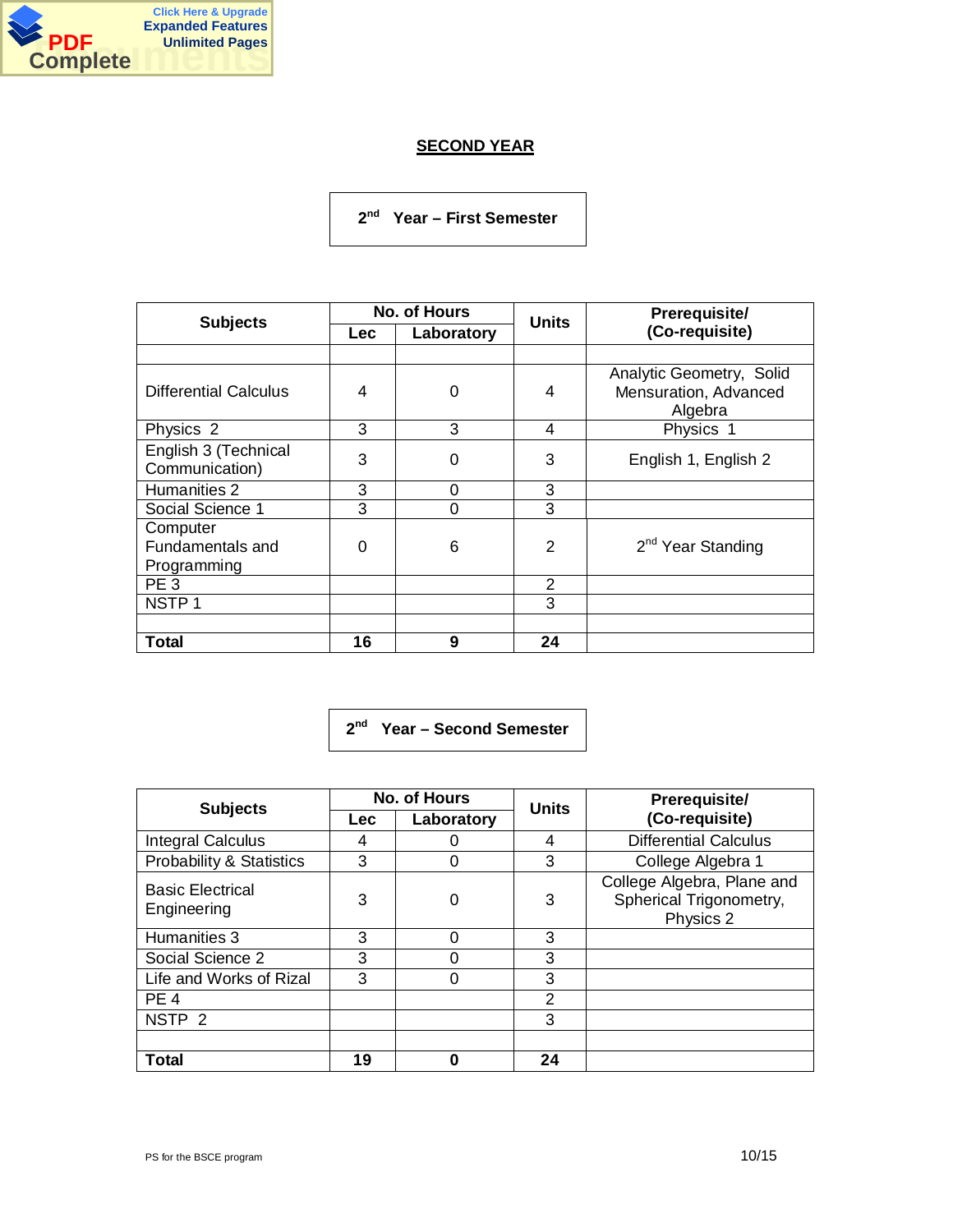## SECOND YEAR

### 2nd Year – First Semester

| Subjects | No. of Hours | | Units | Prerequisite/ (Co-requisite) |
|---|---|---|---|---|
| | Lec | Laboratory | | |
| | | | | |
| Differential Calculus | 4 | 0 | 4 | Analytic Geometry, Solid Mensuration, Advanced Algebra |
| Physics 2 | 3 | 3 | 4 | Physics 1 |
| English 3 (Technical Communication) | 3 | 0 | 3 | English 1, English 2 |
| Humanities 2 | 3 | 0 | 3 | |
| Social Science 1 | 3 | 0 | 3 | |
| Computer Fundamentals and Programming | 0 | 6 | 2 | 2nd Year Standing |
| PE 3 | | | 2 | |
| NSTP 1 | | | 3 | |
| | | | | |
| **Total** | **16** | **9** | **24** | |

### 2nd Year – Second Semester

| Subjects | No. of Hours | | Units | Prerequisite/ (Co-requisite) |
|---|---|---|---|---|
| | Lec | Laboratory | | |
| Integral Calculus | 4 | 0 | 4 | Differential Calculus |
| Probability & Statistics | 3 | 0 | 3 | College Algebra 1 |
| Basic Electrical Engineering | 3 | 0 | 3 | College Algebra, Plane and Spherical Trigonometry, Physics 2 |
| Humanities 3 | 3 | 0 | 3 | |
| Social Science 2 | 3 | 0 | 3 | |
| Life and Works of Rizal | 3 | 0 | 3 | |
| PE 4 | | | 2 | |
| NSTP 2 | | | 3 | |
| | | | | |
| **Total** | **19** | **0** | **24** | |

PS for the BSCE program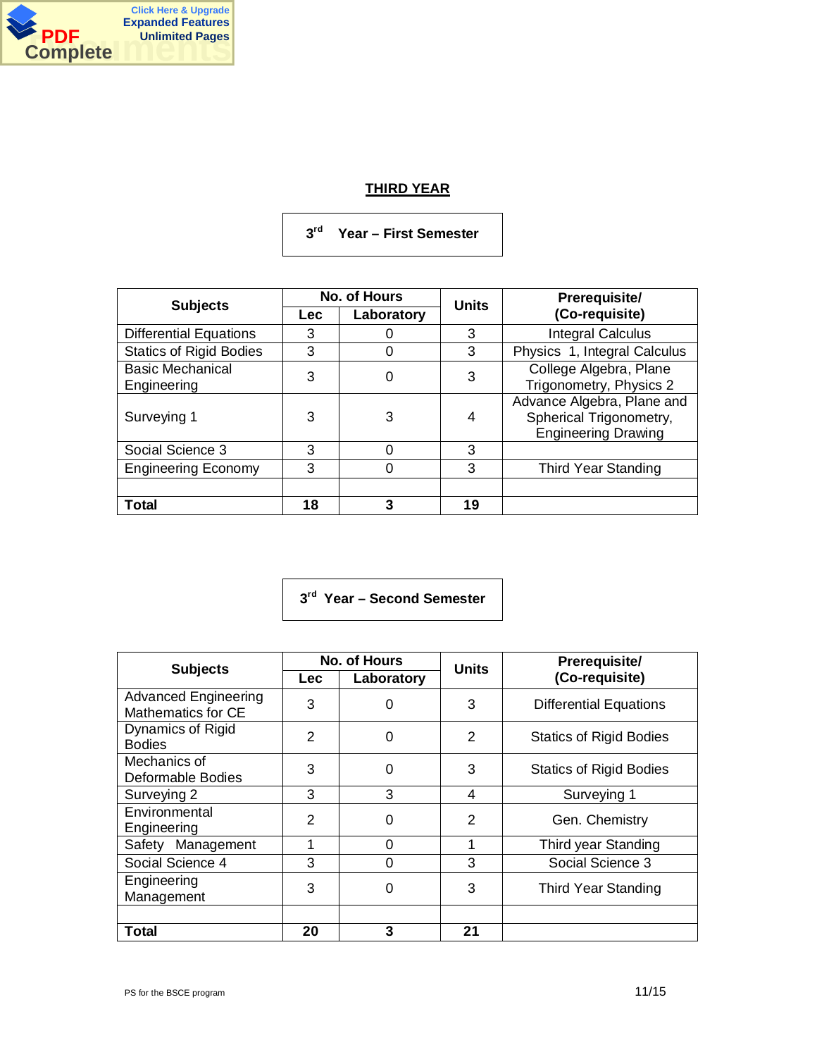## THIRD YEAR

### 3rd Year – First Semester

| Subjects | No. of Hours | | Units | Prerequisite/ (Co-requisite) |
|---|---|---|---|---|
| | Lec | Laboratory | | |
| Differential Equations | 3 | 0 | 3 | Integral Calculus |
| Statics of Rigid Bodies | 3 | 0 | 3 | Physics 1, Integral Calculus |
| Basic Mechanical Engineering | 3 | 0 | 3 | College Algebra, Plane Trigonometry, Physics 2 |
| Surveying 1 | 3 | 3 | 4 | Advance Algebra, Plane and Spherical Trigonometry, Engineering Drawing |
| Social Science 3 | 3 | 0 | 3 | |
| Engineering Economy | 3 | 0 | 3 | Third Year Standing |
| | | | | |
| **Total** | **18** | **3** | **19** | |

### 3rd Year – Second Semester

| Subjects | No. of Hours | | Units | Prerequisite/ (Co-requisite) |
|---|---|---|---|---|
| | Lec | Laboratory | | |
| Advanced Engineering Mathematics for CE | 3 | 0 | 3 | Differential Equations |
| Dynamics of Rigid Bodies | 2 | 0 | 2 | Statics of Rigid Bodies |
| Mechanics of Deformable Bodies | 3 | 0 | 3 | Statics of Rigid Bodies |
| Surveying 2 | 3 | 3 | 4 | Surveying 1 |
| Environmental Engineering | 2 | 0 | 2 | Gen. Chemistry |
| Safety Management | 1 | 0 | 1 | Third year Standing |
| Social Science 4 | 3 | 0 | 3 | Social Science 3 |
| Engineering Management | 3 | 0 | 3 | Third Year Standing |
| | | | | |
| **Total** | **20** | **3** | **21** | |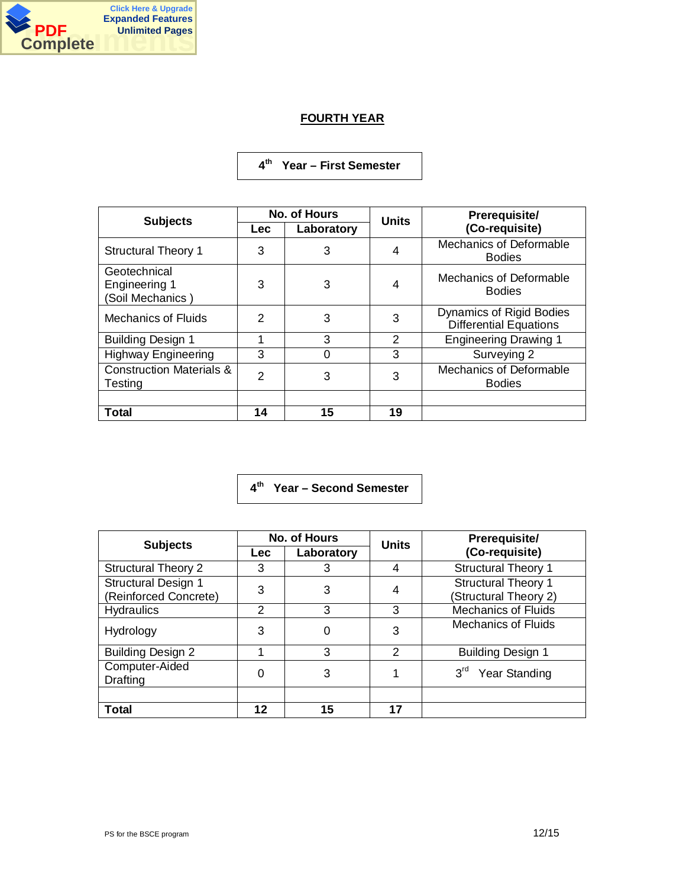## FOURTH YEAR

### 4th Year – First Semester

| Subjects | No. of Hours | | Units | Prerequisite/ (Co-requisite) |
|---|---|---|---|---|
| | Lec | Laboratory | | |
| Structural Theory 1 | 3 | 3 | 4 | Mechanics of Deformable Bodies |
| Geotechnical Engineering 1 (Soil Mechanics ) | 3 | 3 | 4 | Mechanics of Deformable Bodies |
| Mechanics of Fluids | 2 | 3 | 3 | Dynamics of Rigid Bodies Differential Equations |
| Building Design 1 | 1 | 3 | 2 | Engineering Drawing 1 |
| Highway Engineering | 3 | 0 | 3 | Surveying 2 |
| Construction Materials & Testing | 2 | 3 | 3 | Mechanics of Deformable Bodies |
| | | | | |
| **Total** | **14** | **15** | **19** | |

### 4th Year – Second Semester

| Subjects | No. of Hours | | Units | Prerequisite/ (Co-requisite) |
|---|---|---|---|---|
| | Lec | Laboratory | | |
| Structural Theory 2 | 3 | 3 | 4 | Structural Theory 1 |
| Structural Design 1 (Reinforced Concrete) | 3 | 3 | 4 | Structural Theory 1 (Structural Theory 2) |
| Hydraulics | 2 | 3 | 3 | Mechanics of Fluids |
| Hydrology | 3 | 0 | 3 | Mechanics of Fluids |
| Building Design 2 | 1 | 3 | 2 | Building Design 1 |
| Computer-Aided Drafting | 0 | 3 | 1 | 3rd Year Standing |
| | | | | |
| **Total** | **12** | **15** | **17** | |

PS for the BSCE program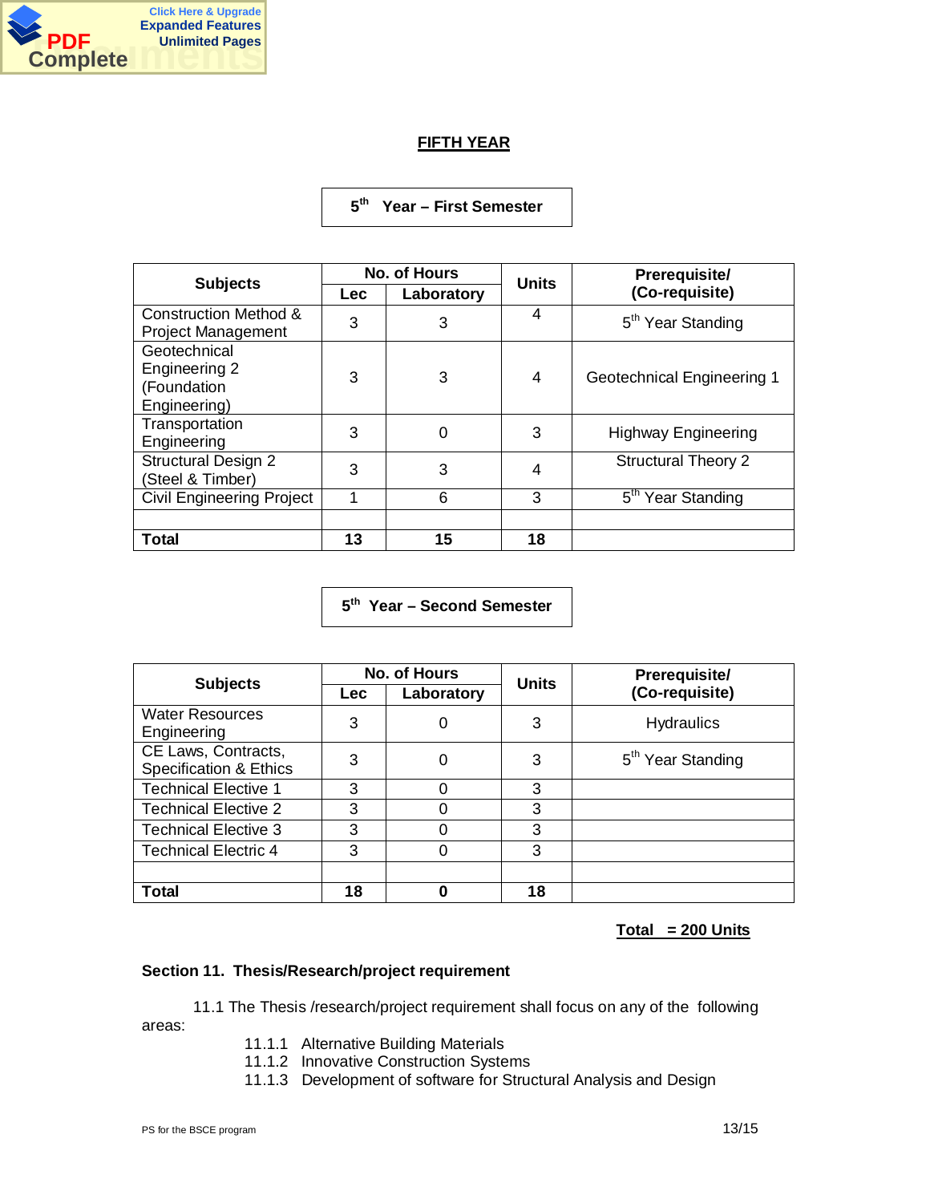## FIFTH YEAR

### 5th Year – First Semester

| Subjects | No. of Hours | | Units | Prerequisite/ (Co-requisite) |
|---|---|---|---|---|
| | Lec | Laboratory | | |
| Construction Method & Project Management | 3 | 3 | 4 | 5th Year Standing |
| Geotechnical Engineering 2 (Foundation Engineering) | 3 | 3 | 4 | Geotechnical Engineering 1 |
| Transportation Engineering | 3 | 0 | 3 | Highway Engineering |
| Structural Design 2 (Steel & Timber) | 3 | 3 | 4 | Structural Theory 2 |
| Civil Engineering Project | 1 | 6 | 3 | 5th Year Standing |
| | | | | |
| **Total** | **13** | **15** | **18** | |

### 5th Year – Second Semester

| Subjects | No. of Hours | | Units | Prerequisite/ (Co-requisite) |
|---|---|---|---|---|
| | Lec | Laboratory | | |
| Water Resources Engineering | 3 | 0 | 3 | Hydraulics |
| CE Laws, Contracts, Specification & Ethics | 3 | 0 | 3 | 5th Year Standing |
| Technical Elective 1 | 3 | 0 | 3 | |
| Technical Elective 2 | 3 | 0 | 3 | |
| Technical Elective 3 | 3 | 0 | 3 | |
| Technical Electric 4 | 3 | 0 | 3 | |
| | | | | |
| **Total** | **18** | **0** | **18** | |

**Total = 200 Units**

**Section 11. Thesis/Research/project requirement**

11.1 The Thesis /research/project requirement shall focus on any of the following areas:

- 11.1.1 Alternative Building Materials
- 11.1.2 Innovative Construction Systems
- 11.1.3 Development of software for Structural Analysis and Design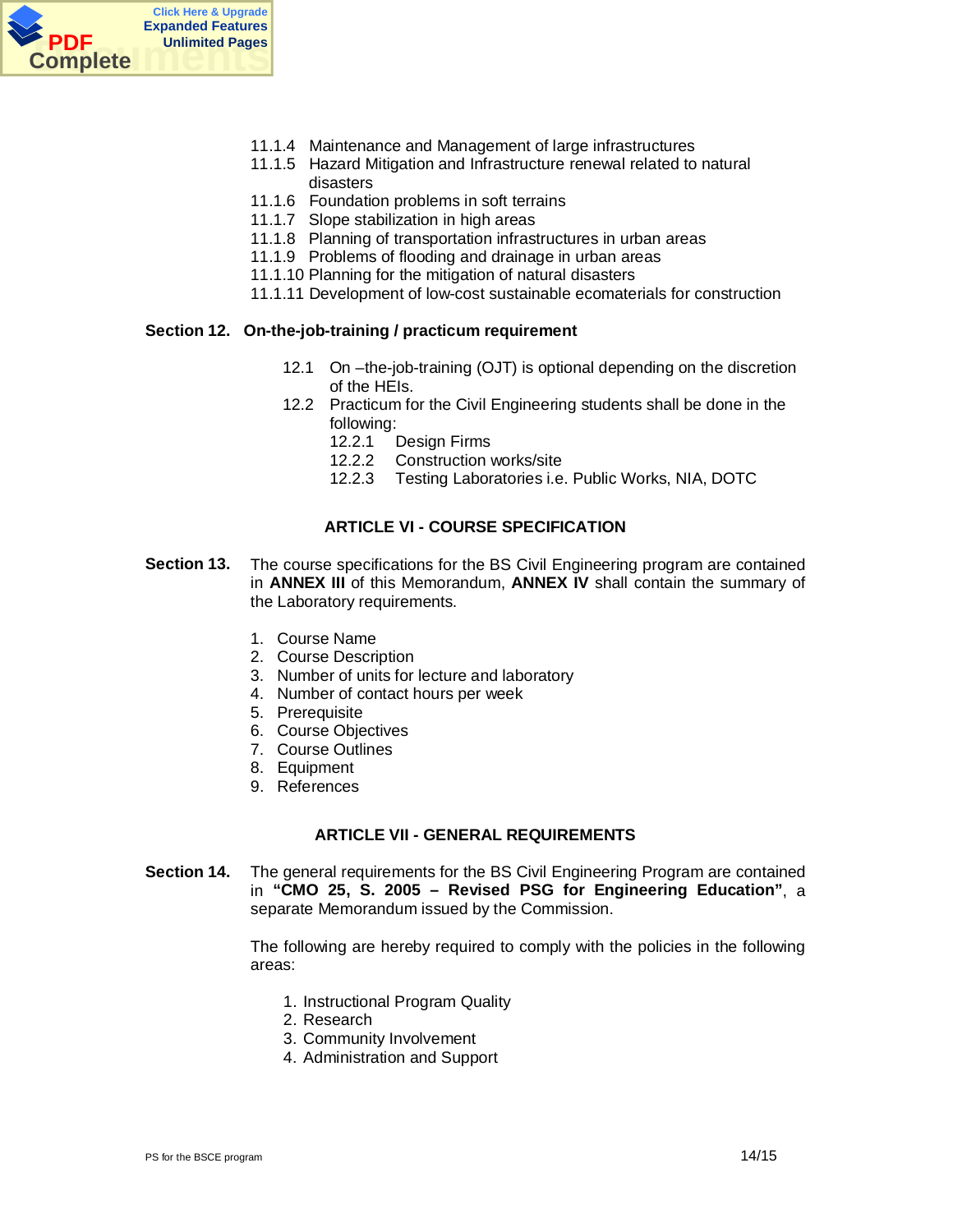- 11.1.4 Maintenance and Management of large infrastructures
- 11.1.5 Hazard Mitigation and Infrastructure renewal related to natural disasters
- 11.1.6 Foundation problems in soft terrains
- 11.1.7 Slope stabilization in high areas
- 11.1.8 Planning of transportation infrastructures in urban areas
- 11.1.9 Problems of flooding and drainage in urban areas
- 11.1.10 Planning for the mitigation of natural disasters
- 11.1.11 Development of low-cost sustainable ecomaterials for construction

**Section 12. On-the-job-training / practicum requirement**

12.1 On –the-job-training (OJT) is optional depending on the discretion of the HEIs.

12.2 Practicum for the Civil Engineering students shall be done in the following:

- 12.2.1 Design Firms
- 12.2.2 Construction works/site
- 12.2.3 Testing Laboratories i.e. Public Works, NIA, DOTC

## ARTICLE VI - COURSE SPECIFICATION

**Section 13.** The course specifications for the BS Civil Engineering program are contained in **ANNEX III** of this Memorandum, **ANNEX IV** shall contain the summary of the Laboratory requirements.

1. Course Name
2. Course Description
3. Number of units for lecture and laboratory
4. Number of contact hours per week
5. Prerequisite
6. Course Objectives
7. Course Outlines
8. Equipment
9. References

## ARTICLE VII - GENERAL REQUIREMENTS

**Section 14.** The general requirements for the BS Civil Engineering Program are contained in **"CMO 25, S. 2005 – Revised PSG for Engineering Education"**, a separate Memorandum issued by the Commission.

The following are hereby required to comply with the policies in the following areas:

1. Instructional Program Quality
2. Research
3. Community Involvement
4. Administration and Support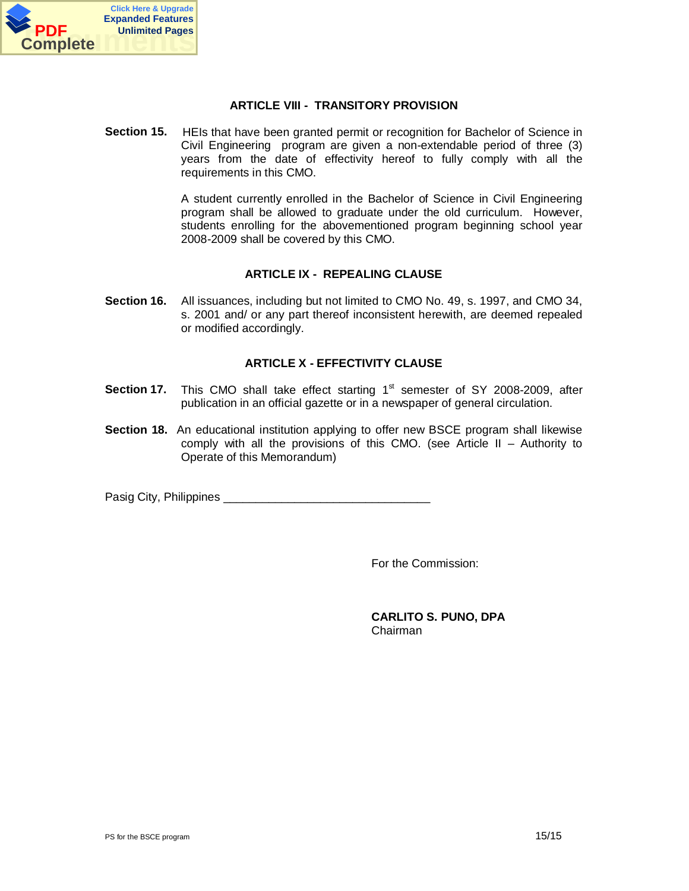## ARTICLE VIII - TRANSITORY PROVISION

**Section 15.** HEIs that have been granted permit or recognition for Bachelor of Science in Civil Engineering program are given a non-extendable period of three (3) years from the date of effectivity hereof to fully comply with all the requirements in this CMO.

A student currently enrolled in the Bachelor of Science in Civil Engineering program shall be allowed to graduate under the old curriculum. However, students enrolling for the abovementioned program beginning school year 2008-2009 shall be covered by this CMO.

## ARTICLE IX - REPEALING CLAUSE

**Section 16.** All issuances, including but not limited to CMO No. 49, s. 1997, and CMO 34, s. 2001 and/ or any part thereof inconsistent herewith, are deemed repealed or modified accordingly.

## ARTICLE X - EFFECTIVITY CLAUSE

**Section 17.** This CMO shall take effect starting 1st semester of SY 2008-2009, after publication in an official gazette or in a newspaper of general circulation.

**Section 18.** An educational institution applying to offer new BSCE program shall likewise comply with all the provisions of this CMO. (see Article II – Authority to Operate of this Memorandum)

Pasig City, Philippines ________________________________

For the Commission:

**CARLITO S. PUNO, DPA**
Chairman

PS for the BSCE program